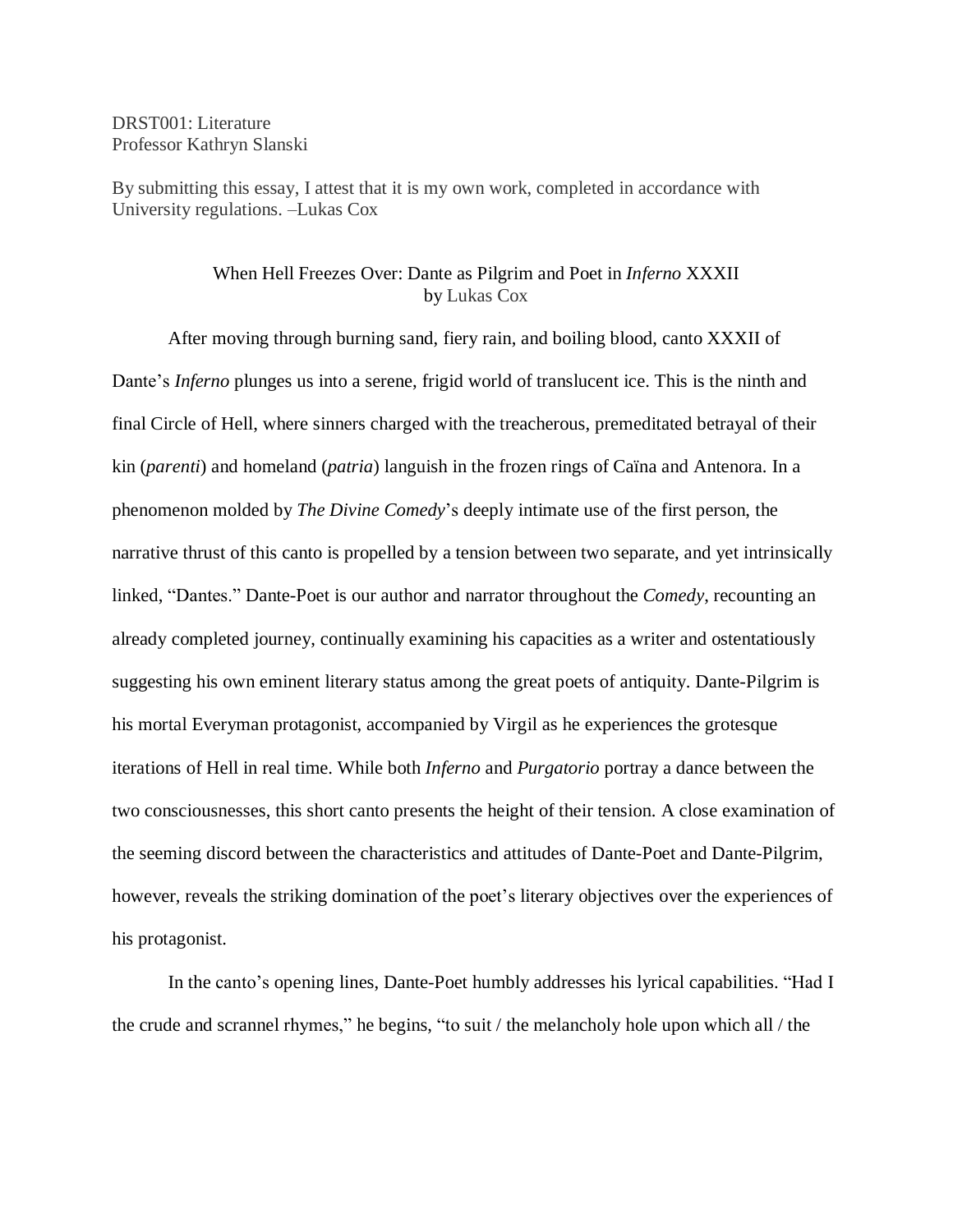DRST001: Literature
Professor Kathryn Slanski

By submitting this essay, I attest that it is my own work, completed in accordance with University regulations. –Lukas Cox

# When Hell Freezes Over: Dante as Pilgrim and Poet in *Inferno* XXXII
by Lukas Cox

After moving through burning sand, fiery rain, and boiling blood, canto XXXII of Dante's *Inferno* plunges us into a serene, frigid world of translucent ice. This is the ninth and final Circle of Hell, where sinners charged with the treacherous, premeditated betrayal of their kin (*parenti*) and homeland (*patria*) languish in the frozen rings of Caïna and Antenora. In a phenomenon molded by *The Divine Comedy*'s deeply intimate use of the first person, the narrative thrust of this canto is propelled by a tension between two separate, and yet intrinsically linked, "Dantes." Dante-Poet is our author and narrator throughout the *Comedy*, recounting an already completed journey, continually examining his capacities as a writer and ostentatiously suggesting his own eminent literary status among the great poets of antiquity. Dante-Pilgrim is his mortal Everyman protagonist, accompanied by Virgil as he experiences the grotesque iterations of Hell in real time. While both *Inferno* and *Purgatorio* portray a dance between the two consciousnesses, this short canto presents the height of their tension. A close examination of the seeming discord between the characteristics and attitudes of Dante-Poet and Dante-Pilgrim, however, reveals the striking domination of the poet's literary objectives over the experiences of his protagonist.

In the canto's opening lines, Dante-Poet humbly addresses his lyrical capabilities. "Had I the crude and scrannel rhymes," he begins, "to suit / the melancholy hole upon which all / the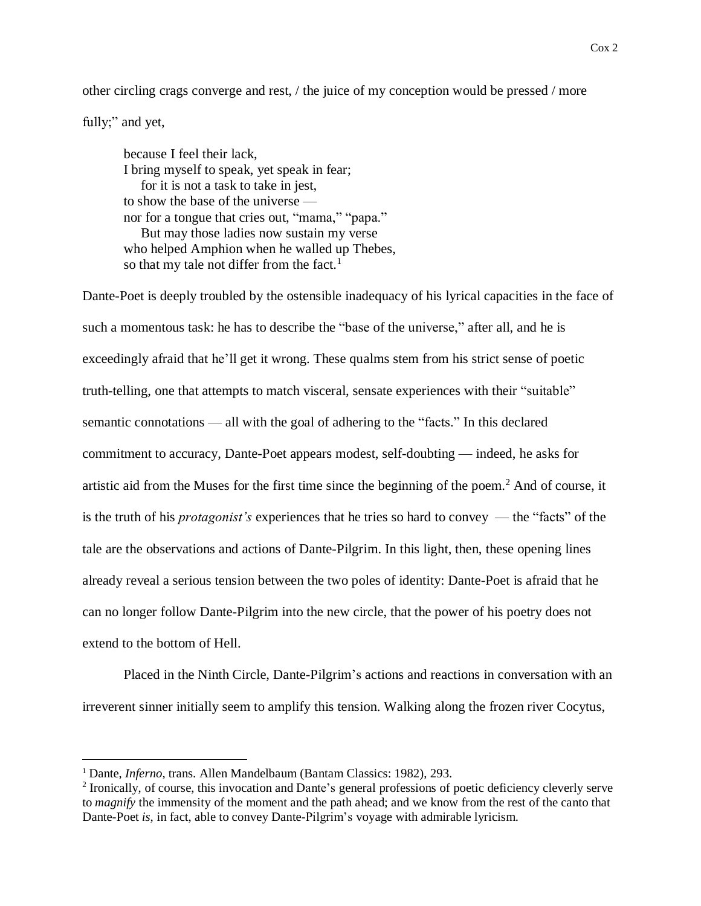other circling crags converge and rest, / the juice of my conception would be pressed / more fully;" and yet,

> because I feel their lack,
> I bring myself to speak, yet speak in fear;
> for it is not a task to take in jest,
> to show the base of the universe —
> nor for a tongue that cries out, "mama," "papa."
> But may those ladies now sustain my verse
> who helped Amphion when he walled up Thebes,
> so that my tale not differ from the fact.[1]

Dante-Poet is deeply troubled by the ostensible inadequacy of his lyrical capacities in the face of such a momentous task: he has to describe the "base of the universe," after all, and he is exceedingly afraid that he'll get it wrong. These qualms stem from his strict sense of poetic truth-telling, one that attempts to match visceral, sensate experiences with their "suitable" semantic connotations — all with the goal of adhering to the "facts." In this declared commitment to accuracy, Dante-Poet appears modest, self-doubting — indeed, he asks for artistic aid from the Muses for the first time since the beginning of the poem.[2] And of course, it is the truth of his *protagonist's* experiences that he tries so hard to convey — the "facts" of the tale are the observations and actions of Dante-Pilgrim. In this light, then, these opening lines already reveal a serious tension between the two poles of identity: Dante-Poet is afraid that he can no longer follow Dante-Pilgrim into the new circle, that the power of his poetry does not extend to the bottom of Hell.

Placed in the Ninth Circle, Dante-Pilgrim's actions and reactions in conversation with an irreverent sinner initially seem to amplify this tension. Walking along the frozen river Cocytus,

---

[1] Dante, *Inferno*, trans. Allen Mandelbaum (Bantam Classics: 1982), 293.

[2] Ironically, of course, this invocation and Dante's general professions of poetic deficiency cleverly serve to *magnify* the immensity of the moment and the path ahead; and we know from the rest of the canto that Dante-Poet *is*, in fact, able to convey Dante-Pilgrim's voyage with admirable lyricism.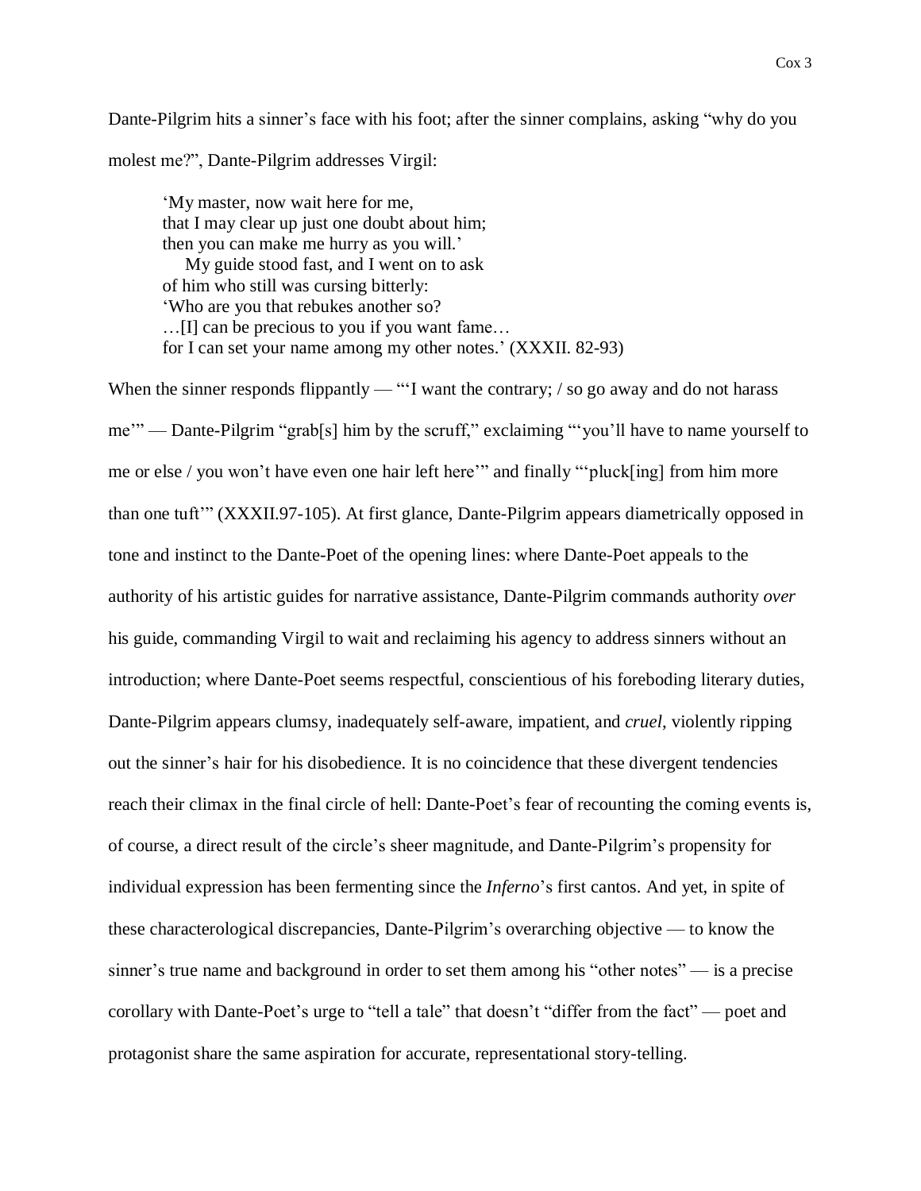Dante-Pilgrim hits a sinner's face with his foot; after the sinner complains, asking "why do you molest me?", Dante-Pilgrim addresses Virgil:

> 'My master, now wait here for me,
> that I may clear up just one doubt about him;
> then you can make me hurry as you will.'
> &nbsp;&nbsp;&nbsp;&nbsp;My guide stood fast, and I went on to ask
> of him who still was cursing bitterly:
> 'Who are you that rebukes another so?
> …[I] can be precious to you if you want fame…
> for I can set your name among my other notes.' (XXXII. 82-93)

When the sinner responds flippantly — "'I want the contrary; / so go away and do not harass me'" — Dante-Pilgrim "grab[s] him by the scruff," exclaiming "'you'll have to name yourself to me or else / you won't have even one hair left here'" and finally "'pluck[ing] from him more than one tuft'" (XXXII.97-105). At first glance, Dante-Pilgrim appears diametrically opposed in tone and instinct to the Dante-Poet of the opening lines: where Dante-Poet appeals to the authority of his artistic guides for narrative assistance, Dante-Pilgrim commands authority *over* his guide, commanding Virgil to wait and reclaiming his agency to address sinners without an introduction; where Dante-Poet seems respectful, conscientious of his foreboding literary duties, Dante-Pilgrim appears clumsy, inadequately self-aware, impatient, and *cruel*, violently ripping out the sinner's hair for his disobedience. It is no coincidence that these divergent tendencies reach their climax in the final circle of hell: Dante-Poet's fear of recounting the coming events is, of course, a direct result of the circle's sheer magnitude, and Dante-Pilgrim's propensity for individual expression has been fermenting since the *Inferno*'s first cantos. And yet, in spite of these characterological discrepancies, Dante-Pilgrim's overarching objective — to know the sinner's true name and background in order to set them among his "other notes" — is a precise corollary with Dante-Poet's urge to "tell a tale" that doesn't "differ from the fact" — poet and protagonist share the same aspiration for accurate, representational story-telling.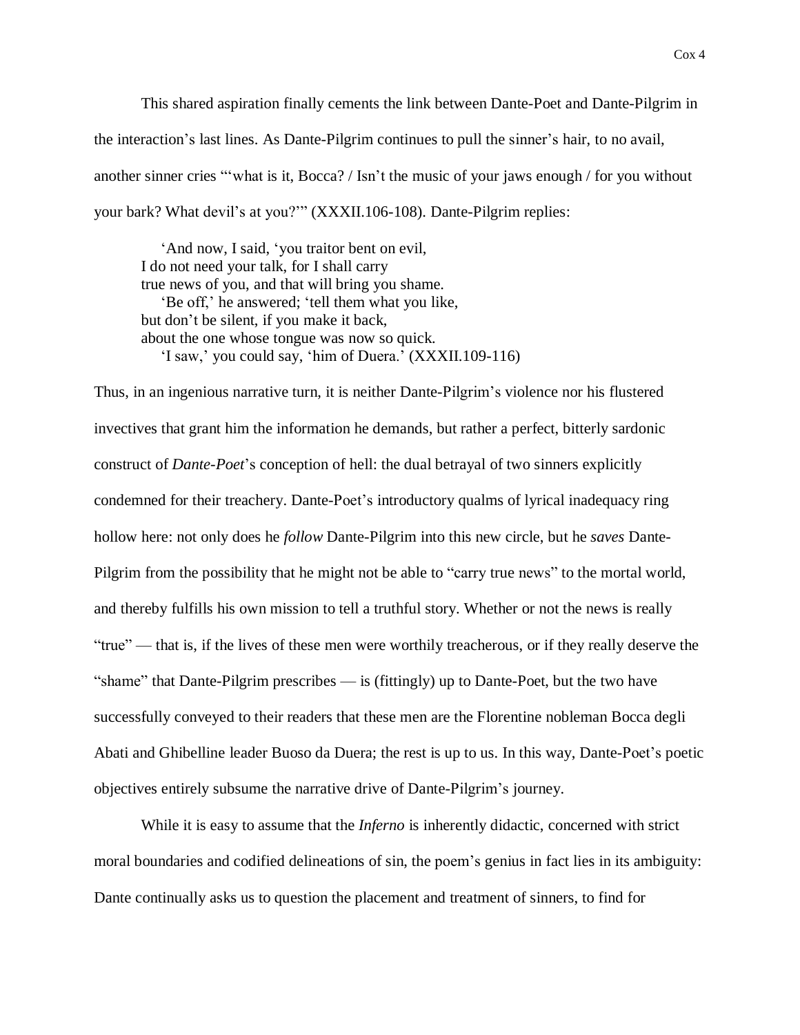This shared aspiration finally cements the link between Dante-Poet and Dante-Pilgrim in the interaction's last lines. As Dante-Pilgrim continues to pull the sinner's hair, to no avail, another sinner cries "'what is it, Bocca? / Isn't the music of your jaws enough / for you without your bark? What devil's at you?'" (XXXII.106-108). Dante-Pilgrim replies:

> 'And now, I said, 'you traitor bent on evil,
> I do not need your talk, for I shall carry
> true news of you, and that will bring you shame.
> 'Be off,' he answered; 'tell them what you like,
> but don't be silent, if you make it back,
> about the one whose tongue was now so quick.
> 'I saw,' you could say, 'him of Duera.' (XXXII.109-116)

Thus, in an ingenious narrative turn, it is neither Dante-Pilgrim's violence nor his flustered invectives that grant him the information he demands, but rather a perfect, bitterly sardonic construct of *Dante-Poet*'s conception of hell: the dual betrayal of two sinners explicitly condemned for their treachery. Dante-Poet's introductory qualms of lyrical inadequacy ring hollow here: not only does he *follow* Dante-Pilgrim into this new circle, but he *saves* Dante-Pilgrim from the possibility that he might not be able to "carry true news" to the mortal world, and thereby fulfills his own mission to tell a truthful story. Whether or not the news is really "true" — that is, if the lives of these men were worthily treacherous, or if they really deserve the "shame" that Dante-Pilgrim prescribes — is (fittingly) up to Dante-Poet, but the two have successfully conveyed to their readers that these men are the Florentine nobleman Bocca degli Abati and Ghibelline leader Buoso da Duera; the rest is up to us. In this way, Dante-Poet's poetic objectives entirely subsume the narrative drive of Dante-Pilgrim's journey.

While it is easy to assume that the *Inferno* is inherently didactic, concerned with strict moral boundaries and codified delineations of sin, the poem's genius in fact lies in its ambiguity: Dante continually asks us to question the placement and treatment of sinners, to find for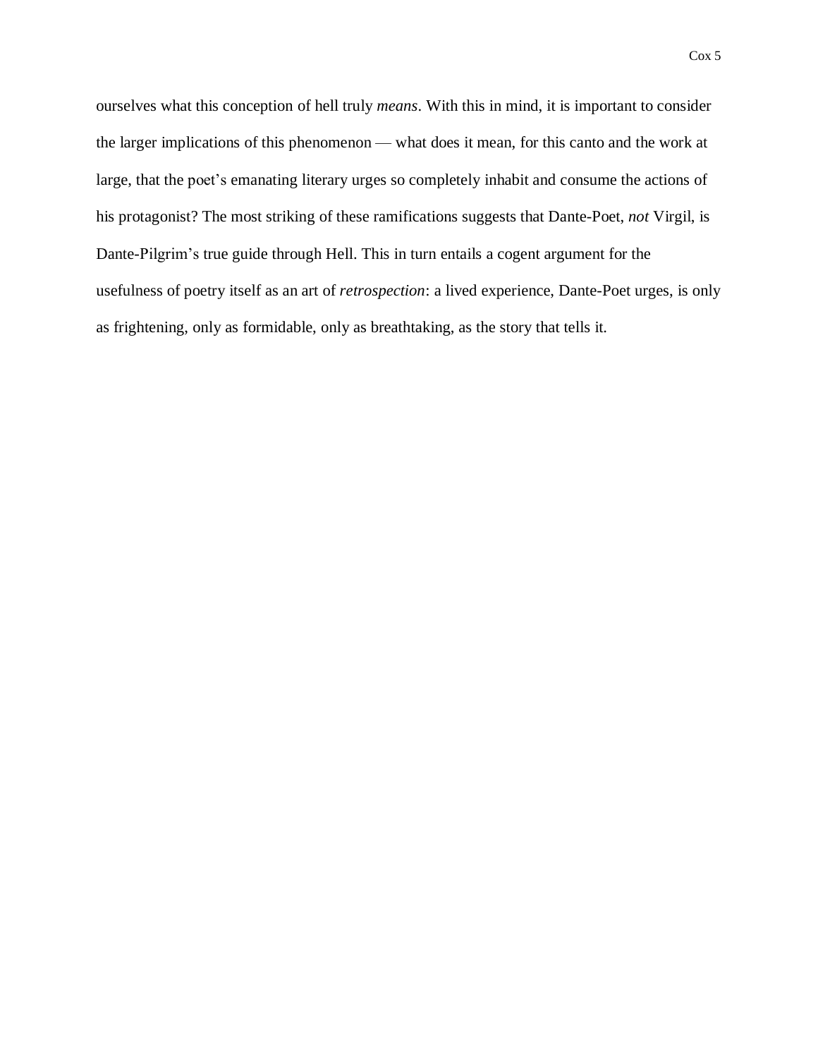ourselves what this conception of hell truly *means*. With this in mind, it is important to consider the larger implications of this phenomenon — what does it mean, for this canto and the work at large, that the poet's emanating literary urges so completely inhabit and consume the actions of his protagonist? The most striking of these ramifications suggests that Dante-Poet, *not* Virgil, is Dante-Pilgrim's true guide through Hell. This in turn entails a cogent argument for the usefulness of poetry itself as an art of *retrospection*: a lived experience, Dante-Poet urges, is only as frightening, only as formidable, only as breathtaking, as the story that tells it.